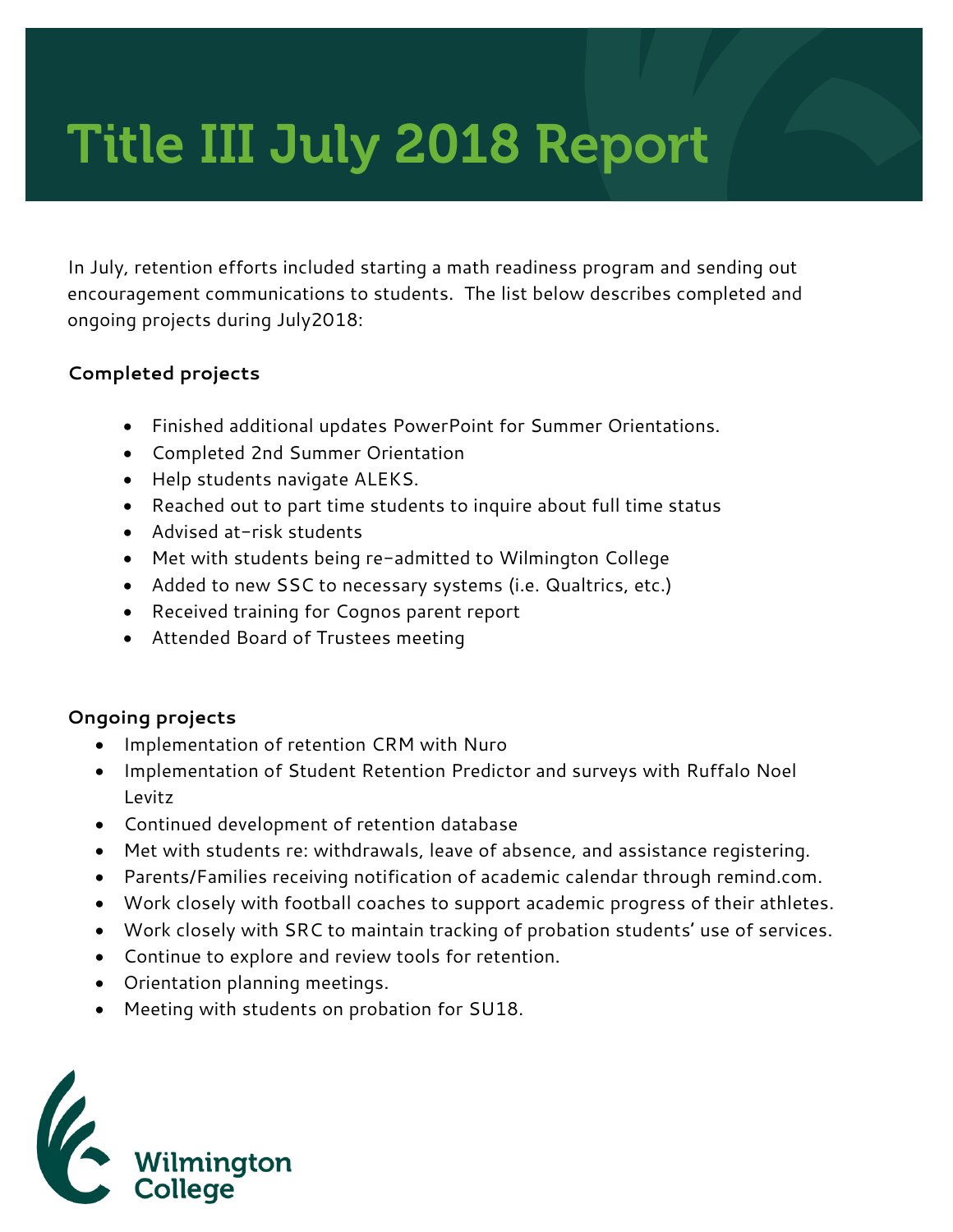# Title III July 2018 Report

In July, retention efforts included starting a math readiness program and sending out encouragement communications to students. The list below describes completed and ongoing projects during July2018:

**Completed projects**

- Finished additional updates PowerPoint for Summer Orientations.
- Completed 2nd Summer Orientation
- Help students navigate ALEKS.
- Reached out to part time students to inquire about full time status
- Advised at-risk students
- Met with students being re-admitted to Wilmington College
- Added to new SSC to necessary systems (i.e. Qualtrics, etc.)
- Received training for Cognos parent report
- Attended Board of Trustees meeting

**Ongoing projects**

- Implementation of retention CRM with Nuro
- Implementation of Student Retention Predictor and surveys with Ruffalo Noel Levitz
- Continued development of retention database
- Met with students re: withdrawals, leave of absence, and assistance registering.
- Parents/Families receiving notification of academic calendar through remind.com.
- Work closely with football coaches to support academic progress of their athletes.
- Work closely with SRC to maintain tracking of probation students' use of services.
- Continue to explore and review tools for retention.
- Orientation planning meetings.
- Meeting with students on probation for SU18.

Wilmington College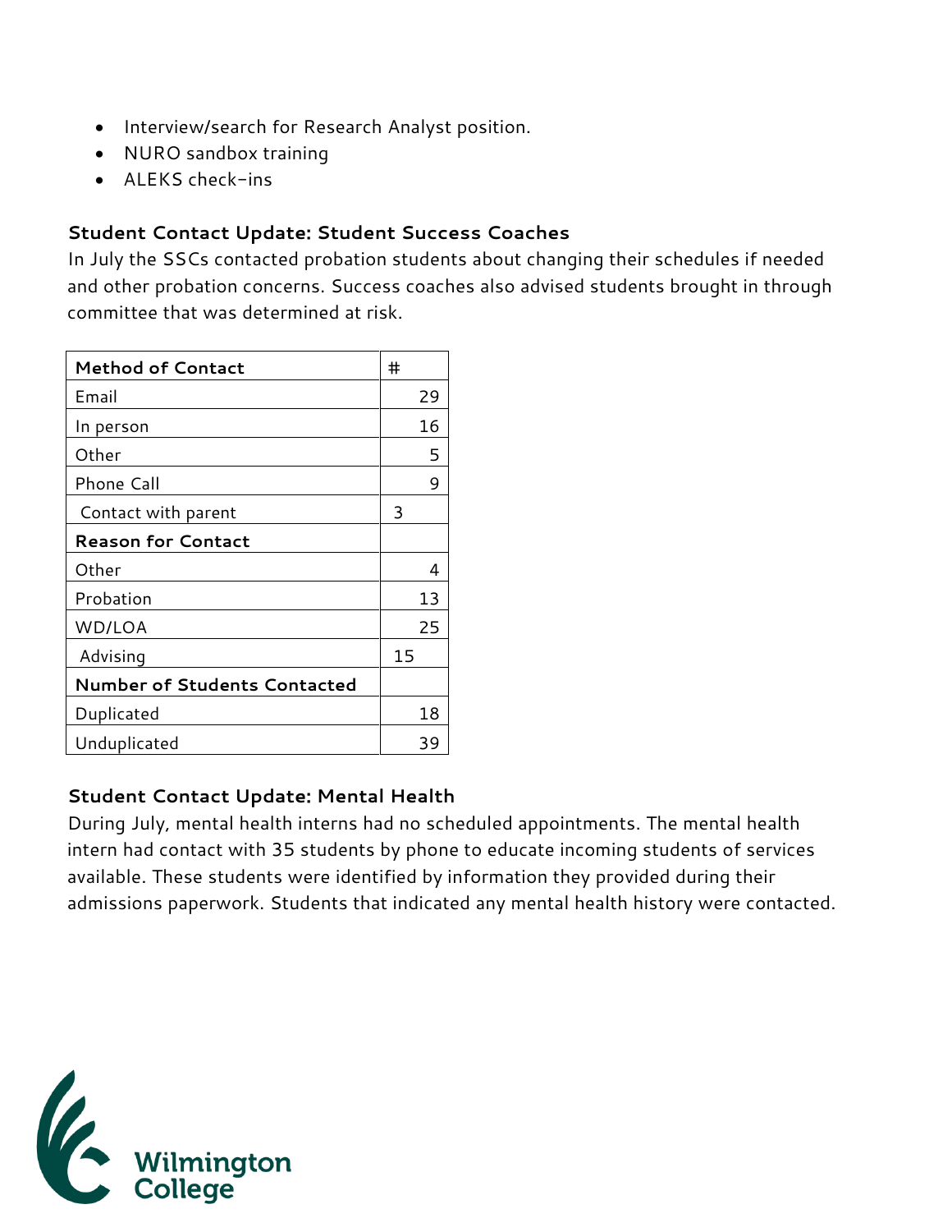- Interview/search for Research Analyst position.
- NURO sandbox training
- ALEKS check-ins

### Student Contact Update: Student Success Coaches

In July the SSCs contacted probation students about changing their schedules if needed and other probation concerns. Success coaches also advised students brought in through committee that was determined at risk.

| Method of Contact | # |
|---|---|
| Email | 29 |
| In person | 16 |
| Other | 5 |
| Phone Call | 9 |
| Contact with parent | 3 |
| **Reason for Contact** | |
| Other | 4 |
| Probation | 13 |
| WD/LOA | 25 |
| Advising | 15 |
| **Number of Students Contacted** | |
| Duplicated | 18 |
| Unduplicated | 39 |

### Student Contact Update: Mental Health

During July, mental health interns had no scheduled appointments. The mental health intern had contact with 35 students by phone to educate incoming students of services available. These students were identified by information they provided during their admissions paperwork. Students that indicated any mental health history were contacted.